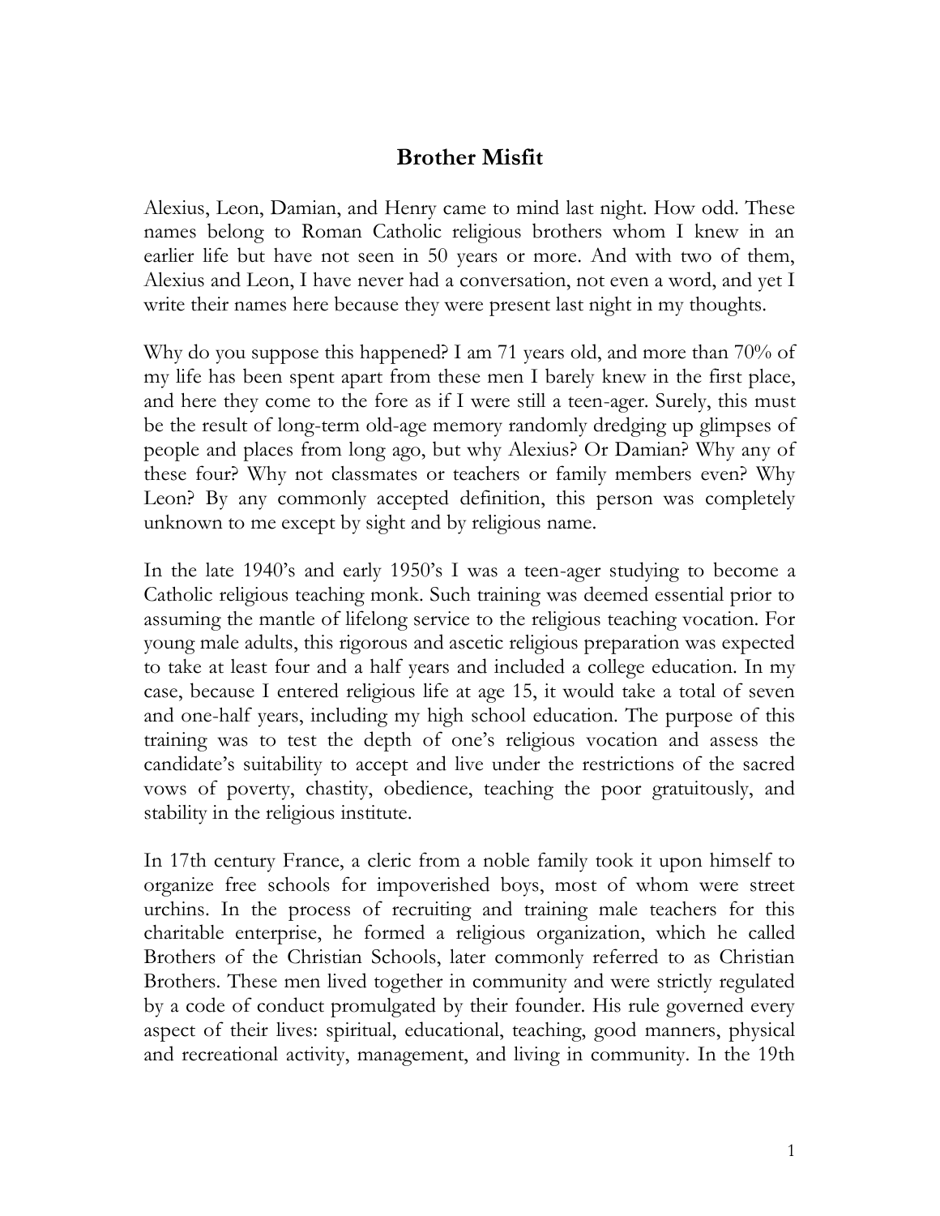# Brother Misfit

Alexius, Leon, Damian, and Henry came to mind last night. How odd. These names belong to Roman Catholic religious brothers whom I knew in an earlier life but have not seen in 50 years or more. And with two of them, Alexius and Leon, I have never had a conversation, not even a word, and yet I write their names here because they were present last night in my thoughts.

Why do you suppose this happened? I am 71 years old, and more than 70% of my life has been spent apart from these men I barely knew in the first place, and here they come to the fore as if I were still a teen-ager. Surely, this must be the result of long-term old-age memory randomly dredging up glimpses of people and places from long ago, but why Alexius? Or Damian? Why any of these four? Why not classmates or teachers or family members even? Why Leon? By any commonly accepted definition, this person was completely unknown to me except by sight and by religious name.

In the late 1940's and early 1950's I was a teen-ager studying to become a Catholic religious teaching monk. Such training was deemed essential prior to assuming the mantle of lifelong service to the religious teaching vocation. For young male adults, this rigorous and ascetic religious preparation was expected to take at least four and a half years and included a college education. In my case, because I entered religious life at age 15, it would take a total of seven and one-half years, including my high school education. The purpose of this training was to test the depth of one's religious vocation and assess the candidate's suitability to accept and live under the restrictions of the sacred vows of poverty, chastity, obedience, teaching the poor gratuitously, and stability in the religious institute.

In 17th century France, a cleric from a noble family took it upon himself to organize free schools for impoverished boys, most of whom were street urchins. In the process of recruiting and training male teachers for this charitable enterprise, he formed a religious organization, which he called Brothers of the Christian Schools, later commonly referred to as Christian Brothers. These men lived together in community and were strictly regulated by a code of conduct promulgated by their founder. His rule governed every aspect of their lives: spiritual, educational, teaching, good manners, physical and recreational activity, management, and living in community. In the 19th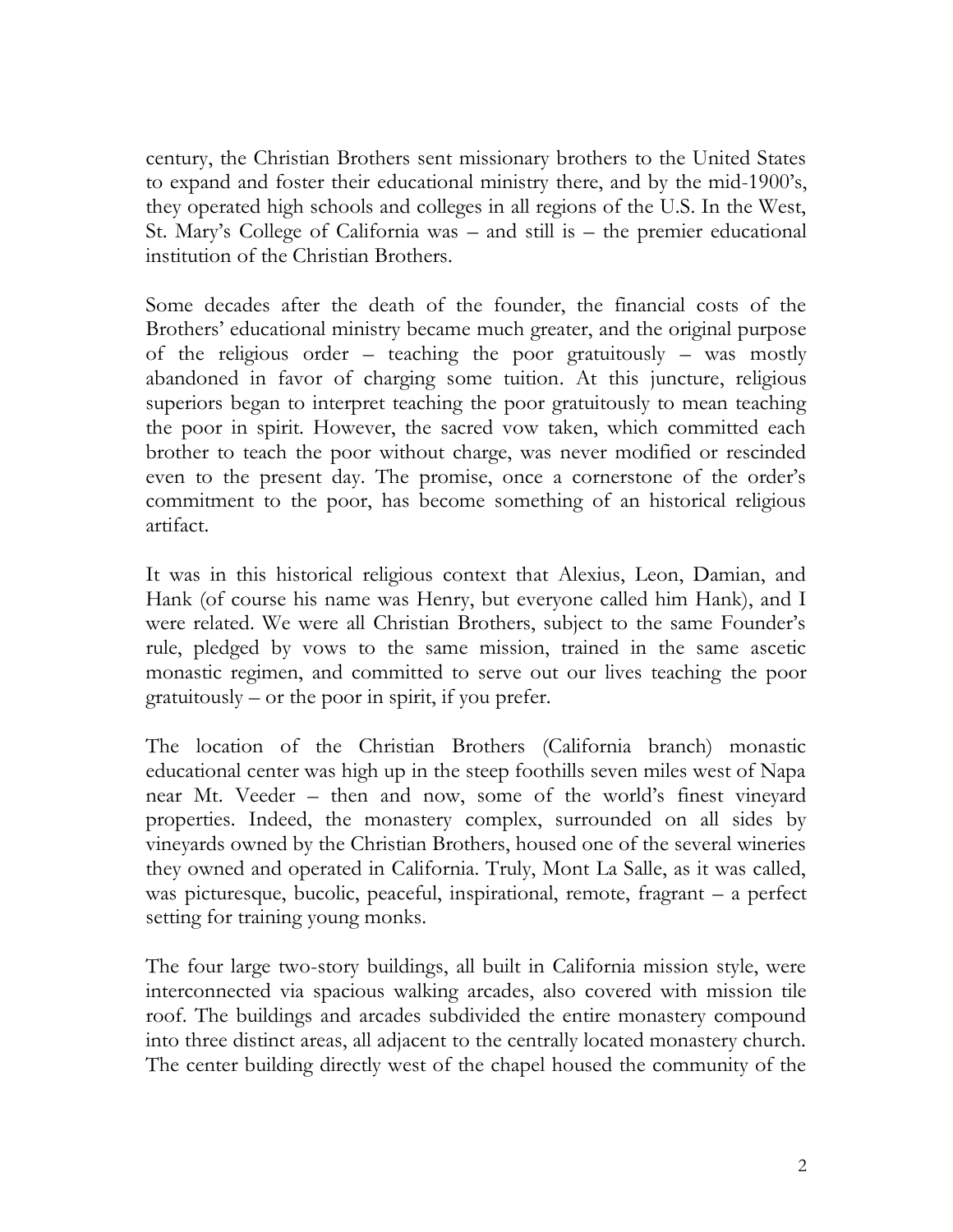century, the Christian Brothers sent missionary brothers to the United States to expand and foster their educational ministry there, and by the mid-1900's, they operated high schools and colleges in all regions of the U.S. In the West, St. Mary's College of California was – and still is – the premier educational institution of the Christian Brothers.

Some decades after the death of the founder, the financial costs of the Brothers' educational ministry became much greater, and the original purpose of the religious order – teaching the poor gratuitously – was mostly abandoned in favor of charging some tuition. At this juncture, religious superiors began to interpret teaching the poor gratuitously to mean teaching the poor in spirit. However, the sacred vow taken, which committed each brother to teach the poor without charge, was never modified or rescinded even to the present day. The promise, once a cornerstone of the order's commitment to the poor, has become something of an historical religious artifact.

It was in this historical religious context that Alexius, Leon, Damian, and Hank (of course his name was Henry, but everyone called him Hank), and I were related. We were all Christian Brothers, subject to the same Founder's rule, pledged by vows to the same mission, trained in the same ascetic monastic regimen, and committed to serve out our lives teaching the poor gratuitously – or the poor in spirit, if you prefer.

The location of the Christian Brothers (California branch) monastic educational center was high up in the steep foothills seven miles west of Napa near Mt. Veeder – then and now, some of the world's finest vineyard properties. Indeed, the monastery complex, surrounded on all sides by vineyards owned by the Christian Brothers, housed one of the several wineries they owned and operated in California. Truly, Mont La Salle, as it was called, was picturesque, bucolic, peaceful, inspirational, remote, fragrant – a perfect setting for training young monks.

The four large two-story buildings, all built in California mission style, were interconnected via spacious walking arcades, also covered with mission tile roof. The buildings and arcades subdivided the entire monastery compound into three distinct areas, all adjacent to the centrally located monastery church. The center building directly west of the chapel housed the community of the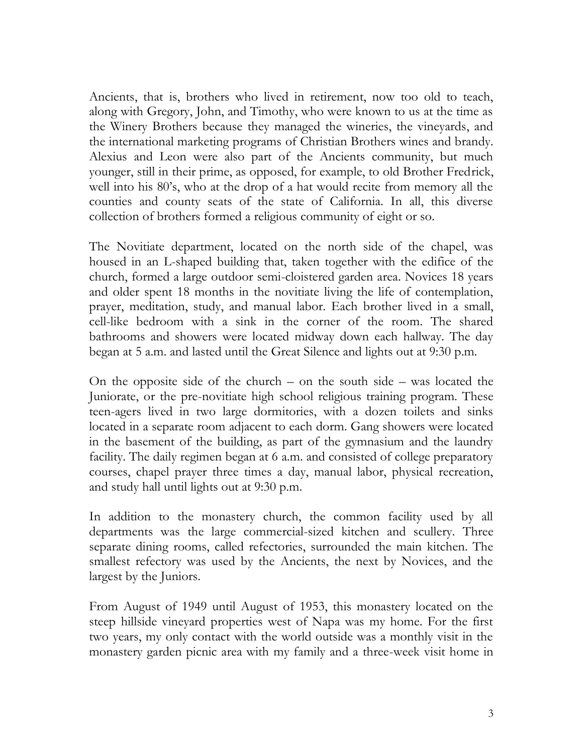Ancients, that is, brothers who lived in retirement, now too old to teach, along with Gregory, John, and Timothy, who were known to us at the time as the Winery Brothers because they managed the wineries, the vineyards, and the international marketing programs of Christian Brothers wines and brandy. Alexius and Leon were also part of the Ancients community, but much younger, still in their prime, as opposed, for example, to old Brother Fredrick, well into his 80's, who at the drop of a hat would recite from memory all the counties and county seats of the state of California. In all, this diverse collection of brothers formed a religious community of eight or so.

The Novitiate department, located on the north side of the chapel, was housed in an L-shaped building that, taken together with the edifice of the church, formed a large outdoor semi-cloistered garden area. Novices 18 years and older spent 18 months in the novitiate living the life of contemplation, prayer, meditation, study, and manual labor. Each brother lived in a small, cell-like bedroom with a sink in the corner of the room. The shared bathrooms and showers were located midway down each hallway. The day began at 5 a.m. and lasted until the Great Silence and lights out at 9:30 p.m.

On the opposite side of the church – on the south side – was located the Juniorate, or the pre-novitiate high school religious training program. These teen-agers lived in two large dormitories, with a dozen toilets and sinks located in a separate room adjacent to each dorm. Gang showers were located in the basement of the building, as part of the gymnasium and the laundry facility. The daily regimen began at 6 a.m. and consisted of college preparatory courses, chapel prayer three times a day, manual labor, physical recreation, and study hall until lights out at 9:30 p.m.

In addition to the monastery church, the common facility used by all departments was the large commercial-sized kitchen and scullery. Three separate dining rooms, called refectories, surrounded the main kitchen. The smallest refectory was used by the Ancients, the next by Novices, and the largest by the Juniors.

From August of 1949 until August of 1953, this monastery located on the steep hillside vineyard properties west of Napa was my home. For the first two years, my only contact with the world outside was a monthly visit in the monastery garden picnic area with my family and a three-week visit home in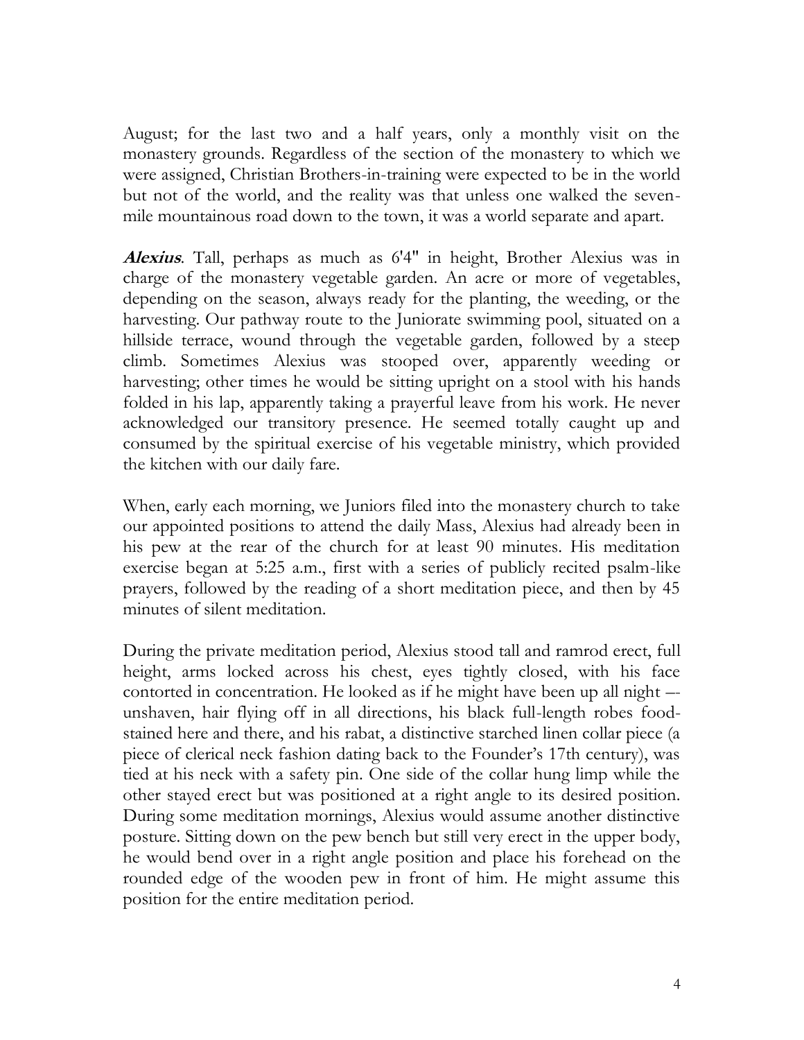August; for the last two and a half years, only a monthly visit on the monastery grounds. Regardless of the section of the monastery to which we were assigned, Christian Brothers-in-training were expected to be in the world but not of the world, and the reality was that unless one walked the seven-mile mountainous road down to the town, it was a world separate and apart.

***Alexius***. Tall, perhaps as much as 6'4" in height, Brother Alexius was in charge of the monastery vegetable garden. An acre or more of vegetables, depending on the season, always ready for the planting, the weeding, or the harvesting. Our pathway route to the Juniorate swimming pool, situated on a hillside terrace, wound through the vegetable garden, followed by a steep climb. Sometimes Alexius was stooped over, apparently weeding or harvesting; other times he would be sitting upright on a stool with his hands folded in his lap, apparently taking a prayerful leave from his work. He never acknowledged our transitory presence. He seemed totally caught up and consumed by the spiritual exercise of his vegetable ministry, which provided the kitchen with our daily fare.

When, early each morning, we Juniors filed into the monastery church to take our appointed positions to attend the daily Mass, Alexius had already been in his pew at the rear of the church for at least 90 minutes. His meditation exercise began at 5:25 a.m., first with a series of publicly recited psalm-like prayers, followed by the reading of a short meditation piece, and then by 45 minutes of silent meditation.

During the private meditation period, Alexius stood tall and ramrod erect, full height, arms locked across his chest, eyes tightly closed, with his face contorted in concentration. He looked as if he might have been up all night –- unshaven, hair flying off in all directions, his black full-length robes food-stained here and there, and his rabat, a distinctive starched linen collar piece (a piece of clerical neck fashion dating back to the Founder's 17th century), was tied at his neck with a safety pin. One side of the collar hung limp while the other stayed erect but was positioned at a right angle to its desired position. During some meditation mornings, Alexius would assume another distinctive posture. Sitting down on the pew bench but still very erect in the upper body, he would bend over in a right angle position and place his forehead on the rounded edge of the wooden pew in front of him. He might assume this position for the entire meditation period.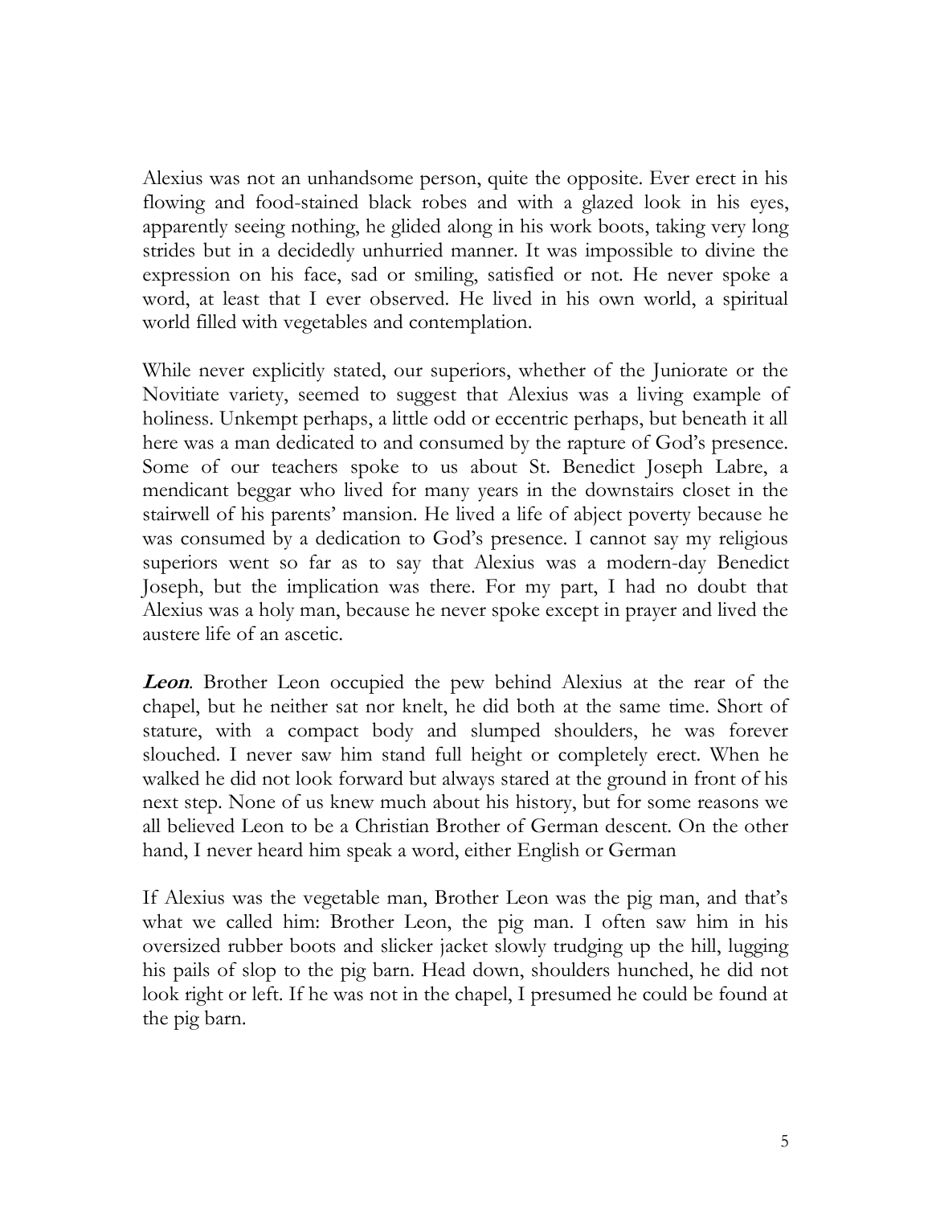Alexius was not an unhandsome person, quite the opposite. Ever erect in his flowing and food-stained black robes and with a glazed look in his eyes, apparently seeing nothing, he glided along in his work boots, taking very long strides but in a decidedly unhurried manner. It was impossible to divine the expression on his face, sad or smiling, satisfied or not. He never spoke a word, at least that I ever observed. He lived in his own world, a spiritual world filled with vegetables and contemplation.

While never explicitly stated, our superiors, whether of the Juniorate or the Novitiate variety, seemed to suggest that Alexius was a living example of holiness. Unkempt perhaps, a little odd or eccentric perhaps, but beneath it all here was a man dedicated to and consumed by the rapture of God's presence. Some of our teachers spoke to us about St. Benedict Joseph Labre, a mendicant beggar who lived for many years in the downstairs closet in the stairwell of his parents' mansion. He lived a life of abject poverty because he was consumed by a dedication to God's presence. I cannot say my religious superiors went so far as to say that Alexius was a modern-day Benedict Joseph, but the implication was there. For my part, I had no doubt that Alexius was a holy man, because he never spoke except in prayer and lived the austere life of an ascetic.

***Leon***. Brother Leon occupied the pew behind Alexius at the rear of the chapel, but he neither sat nor knelt, he did both at the same time. Short of stature, with a compact body and slumped shoulders, he was forever slouched. I never saw him stand full height or completely erect. When he walked he did not look forward but always stared at the ground in front of his next step. None of us knew much about his history, but for some reasons we all believed Leon to be a Christian Brother of German descent. On the other hand, I never heard him speak a word, either English or German

If Alexius was the vegetable man, Brother Leon was the pig man, and that's what we called him: Brother Leon, the pig man. I often saw him in his oversized rubber boots and slicker jacket slowly trudging up the hill, lugging his pails of slop to the pig barn. Head down, shoulders hunched, he did not look right or left. If he was not in the chapel, I presumed he could be found at the pig barn.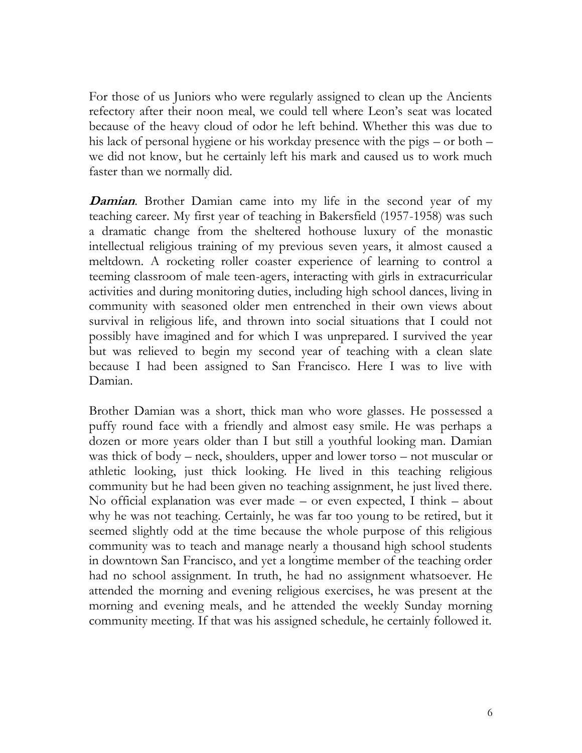For those of us Juniors who were regularly assigned to clean up the Ancients refectory after their noon meal, we could tell where Leon's seat was located because of the heavy cloud of odor he left behind. Whether this was due to his lack of personal hygiene or his workday presence with the pigs – or both – we did not know, but he certainly left his mark and caused us to work much faster than we normally did.

***Damian***. Brother Damian came into my life in the second year of my teaching career. My first year of teaching in Bakersfield (1957-1958) was such a dramatic change from the sheltered hothouse luxury of the monastic intellectual religious training of my previous seven years, it almost caused a meltdown. A rocketing roller coaster experience of learning to control a teeming classroom of male teen-agers, interacting with girls in extracurricular activities and during monitoring duties, including high school dances, living in community with seasoned older men entrenched in their own views about survival in religious life, and thrown into social situations that I could not possibly have imagined and for which I was unprepared. I survived the year but was relieved to begin my second year of teaching with a clean slate because I had been assigned to San Francisco. Here I was to live with Damian.

Brother Damian was a short, thick man who wore glasses. He possessed a puffy round face with a friendly and almost easy smile. He was perhaps a dozen or more years older than I but still a youthful looking man. Damian was thick of body – neck, shoulders, upper and lower torso – not muscular or athletic looking, just thick looking. He lived in this teaching religious community but he had been given no teaching assignment, he just lived there. No official explanation was ever made – or even expected, I think – about why he was not teaching. Certainly, he was far too young to be retired, but it seemed slightly odd at the time because the whole purpose of this religious community was to teach and manage nearly a thousand high school students in downtown San Francisco, and yet a longtime member of the teaching order had no school assignment. In truth, he had no assignment whatsoever. He attended the morning and evening religious exercises, he was present at the morning and evening meals, and he attended the weekly Sunday morning community meeting. If that was his assigned schedule, he certainly followed it.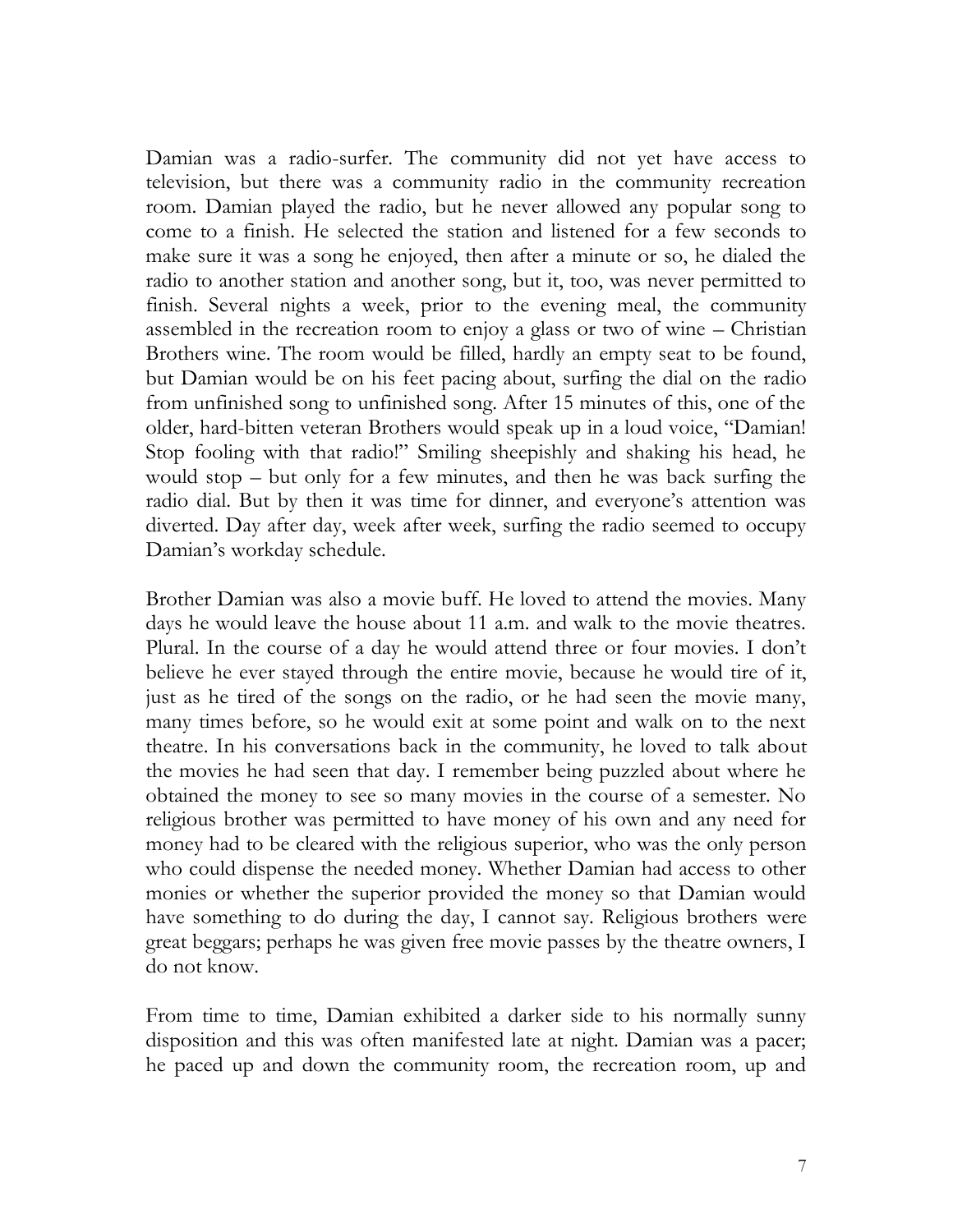Damian was a radio-surfer. The community did not yet have access to television, but there was a community radio in the community recreation room. Damian played the radio, but he never allowed any popular song to come to a finish. He selected the station and listened for a few seconds to make sure it was a song he enjoyed, then after a minute or so, he dialed the radio to another station and another song, but it, too, was never permitted to finish. Several nights a week, prior to the evening meal, the community assembled in the recreation room to enjoy a glass or two of wine – Christian Brothers wine. The room would be filled, hardly an empty seat to be found, but Damian would be on his feet pacing about, surfing the dial on the radio from unfinished song to unfinished song. After 15 minutes of this, one of the older, hard-bitten veteran Brothers would speak up in a loud voice, "Damian! Stop fooling with that radio!" Smiling sheepishly and shaking his head, he would stop – but only for a few minutes, and then he was back surfing the radio dial. But by then it was time for dinner, and everyone's attention was diverted. Day after day, week after week, surfing the radio seemed to occupy Damian's workday schedule.

Brother Damian was also a movie buff. He loved to attend the movies. Many days he would leave the house about 11 a.m. and walk to the movie theatres. Plural. In the course of a day he would attend three or four movies. I don't believe he ever stayed through the entire movie, because he would tire of it, just as he tired of the songs on the radio, or he had seen the movie many, many times before, so he would exit at some point and walk on to the next theatre. In his conversations back in the community, he loved to talk about the movies he had seen that day. I remember being puzzled about where he obtained the money to see so many movies in the course of a semester. No religious brother was permitted to have money of his own and any need for money had to be cleared with the religious superior, who was the only person who could dispense the needed money. Whether Damian had access to other monies or whether the superior provided the money so that Damian would have something to do during the day, I cannot say. Religious brothers were great beggars; perhaps he was given free movie passes by the theatre owners, I do not know.

From time to time, Damian exhibited a darker side to his normally sunny disposition and this was often manifested late at night. Damian was a pacer; he paced up and down the community room, the recreation room, up and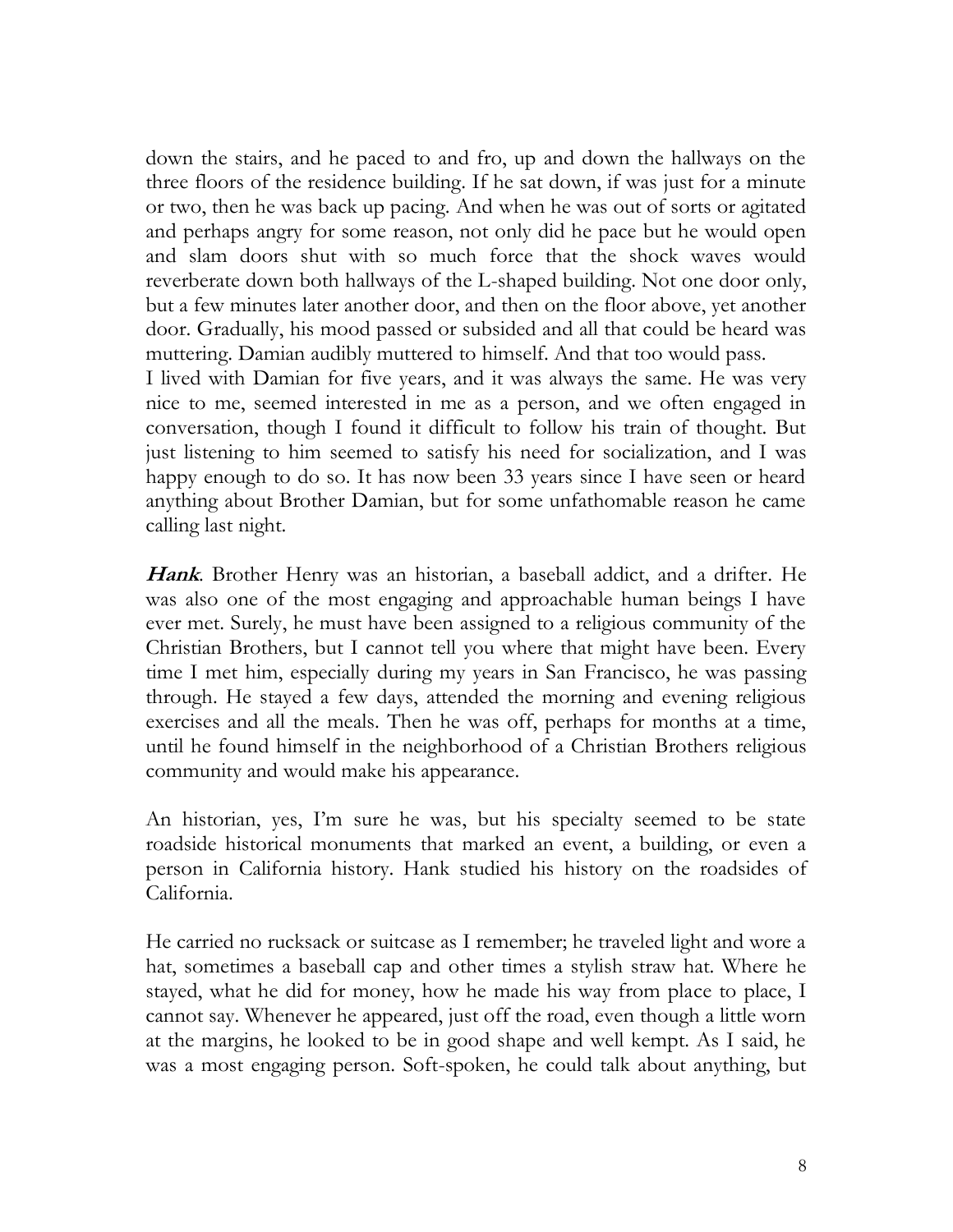down the stairs, and he paced to and fro, up and down the hallways on the three floors of the residence building. If he sat down, if was just for a minute or two, then he was back up pacing. And when he was out of sorts or agitated and perhaps angry for some reason, not only did he pace but he would open and slam doors shut with so much force that the shock waves would reverberate down both hallways of the L-shaped building. Not one door only, but a few minutes later another door, and then on the floor above, yet another door. Gradually, his mood passed or subsided and all that could be heard was muttering. Damian audibly muttered to himself. And that too would pass.
I lived with Damian for five years, and it was always the same. He was very nice to me, seemed interested in me as a person, and we often engaged in conversation, though I found it difficult to follow his train of thought. But just listening to him seemed to satisfy his need for socialization, and I was happy enough to do so. It has now been 33 years since I have seen or heard anything about Brother Damian, but for some unfathomable reason he came calling last night.

***Hank***. Brother Henry was an historian, a baseball addict, and a drifter. He was also one of the most engaging and approachable human beings I have ever met. Surely, he must have been assigned to a religious community of the Christian Brothers, but I cannot tell you where that might have been. Every time I met him, especially during my years in San Francisco, he was passing through. He stayed a few days, attended the morning and evening religious exercises and all the meals. Then he was off, perhaps for months at a time, until he found himself in the neighborhood of a Christian Brothers religious community and would make his appearance.

An historian, yes, I'm sure he was, but his specialty seemed to be state roadside historical monuments that marked an event, a building, or even a person in California history. Hank studied his history on the roadsides of California.

He carried no rucksack or suitcase as I remember; he traveled light and wore a hat, sometimes a baseball cap and other times a stylish straw hat. Where he stayed, what he did for money, how he made his way from place to place, I cannot say. Whenever he appeared, just off the road, even though a little worn at the margins, he looked to be in good shape and well kempt. As I said, he was a most engaging person. Soft-spoken, he could talk about anything, but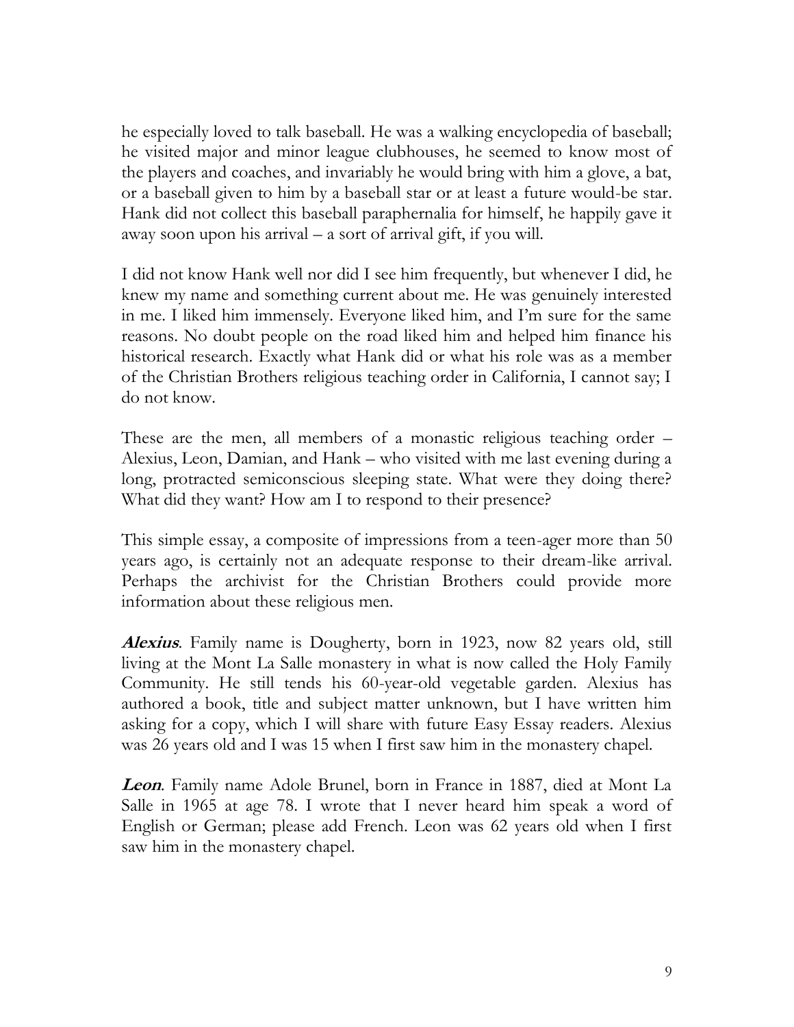he especially loved to talk baseball. He was a walking encyclopedia of baseball; he visited major and minor league clubhouses, he seemed to know most of the players and coaches, and invariably he would bring with him a glove, a bat, or a baseball given to him by a baseball star or at least a future would-be star. Hank did not collect this baseball paraphernalia for himself, he happily gave it away soon upon his arrival – a sort of arrival gift, if you will.

I did not know Hank well nor did I see him frequently, but whenever I did, he knew my name and something current about me. He was genuinely interested in me. I liked him immensely. Everyone liked him, and I'm sure for the same reasons. No doubt people on the road liked him and helped him finance his historical research. Exactly what Hank did or what his role was as a member of the Christian Brothers religious teaching order in California, I cannot say; I do not know.

These are the men, all members of a monastic religious teaching order – Alexius, Leon, Damian, and Hank – who visited with me last evening during a long, protracted semiconscious sleeping state. What were they doing there? What did they want? How am I to respond to their presence?

This simple essay, a composite of impressions from a teen-ager more than 50 years ago, is certainly not an adequate response to their dream-like arrival. Perhaps the archivist for the Christian Brothers could provide more information about these religious men.

***Alexius***. Family name is Dougherty, born in 1923, now 82 years old, still living at the Mont La Salle monastery in what is now called the Holy Family Community. He still tends his 60-year-old vegetable garden. Alexius has authored a book, title and subject matter unknown, but I have written him asking for a copy, which I will share with future Easy Essay readers. Alexius was 26 years old and I was 15 when I first saw him in the monastery chapel.

***Leon***. Family name Adole Brunel, born in France in 1887, died at Mont La Salle in 1965 at age 78. I wrote that I never heard him speak a word of English or German; please add French. Leon was 62 years old when I first saw him in the monastery chapel.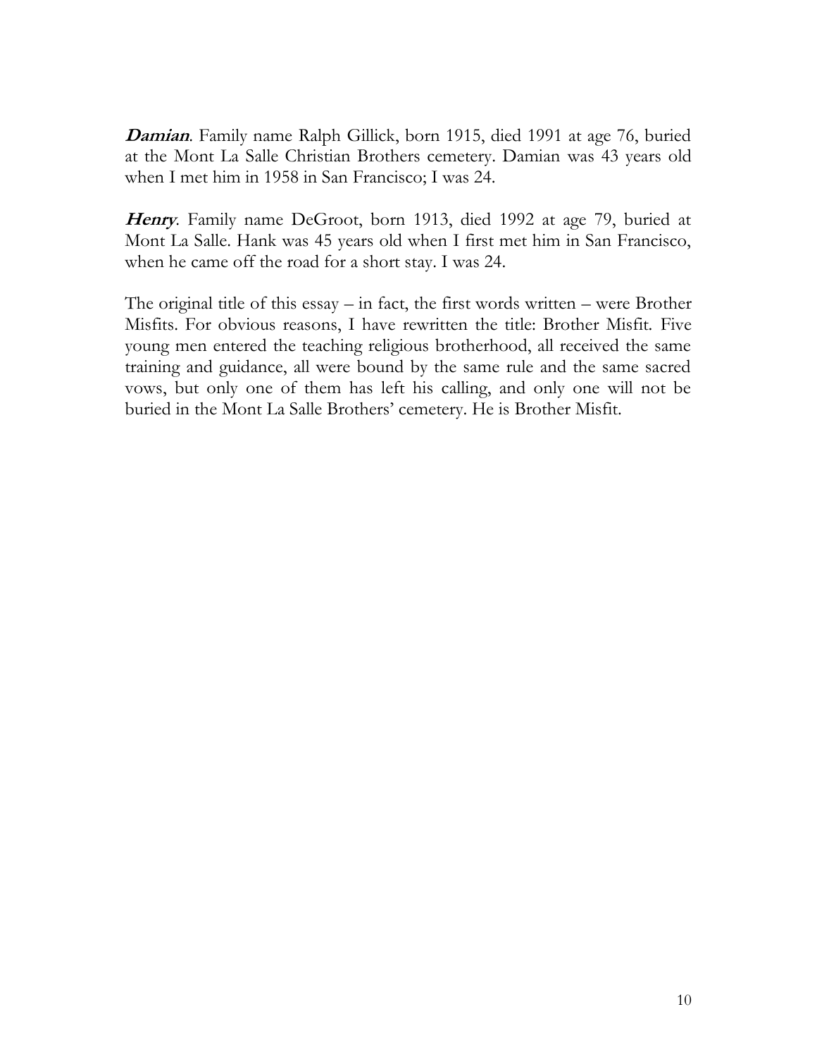***Damian***. Family name Ralph Gillick, born 1915, died 1991 at age 76, buried at the Mont La Salle Christian Brothers cemetery. Damian was 43 years old when I met him in 1958 in San Francisco; I was 24.

***Henry***. Family name DeGroot, born 1913, died 1992 at age 79, buried at Mont La Salle. Hank was 45 years old when I first met him in San Francisco, when he came off the road for a short stay. I was 24.

The original title of this essay – in fact, the first words written – were Brother Misfits. For obvious reasons, I have rewritten the title: Brother Misfit. Five young men entered the teaching religious brotherhood, all received the same training and guidance, all were bound by the same rule and the same sacred vows, but only one of them has left his calling, and only one will not be buried in the Mont La Salle Brothers' cemetery. He is Brother Misfit.